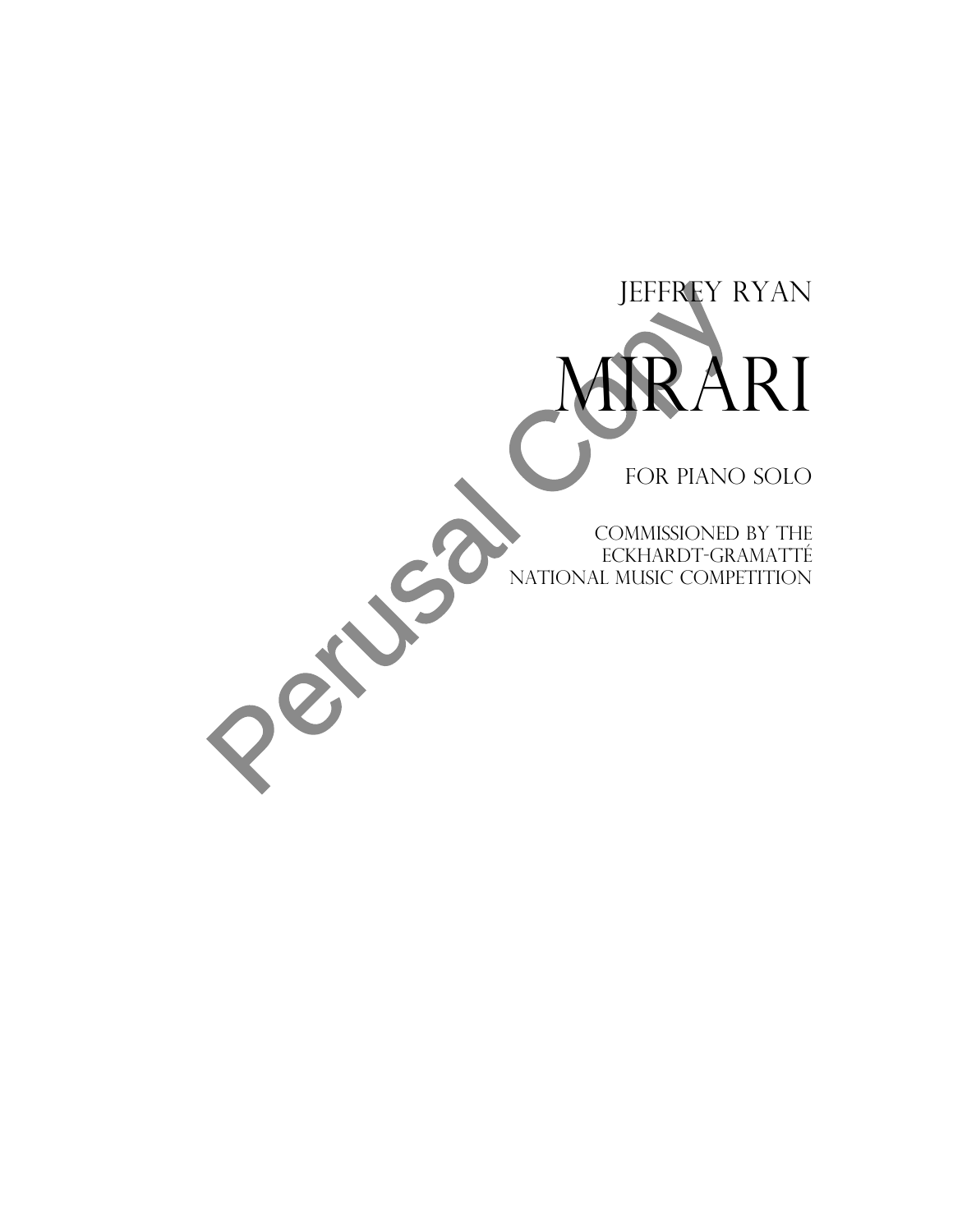JEFFREY RYAN

# MIRARI

FOR PIANO SOLO

COMMISSIONED BY THE
ECKHARDT-GRAMATTÉ
NATIONAL MUSIC COMPETITION

Perusal Copy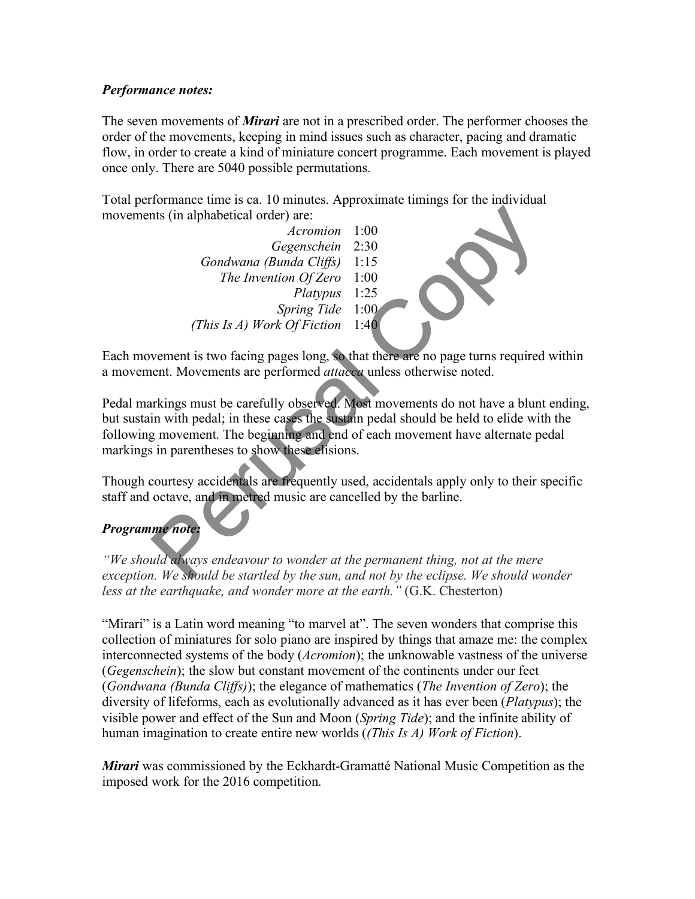### *Performance notes:*

The seven movements of ***Mirari*** are not in a prescribed order. The performer chooses the order of the movements, keeping in mind issues such as character, pacing and dramatic flow, in order to create a kind of miniature concert programme. Each movement is played once only. There are 5040 possible permutations.

Total performance time is ca. 10 minutes. Approximate timings for the individual movements (in alphabetical order) are:

| | |
|---:|---|
| *Acromion* | 1:00 |
| *Gegenschein* | 2:30 |
| *Gondwana (Bunda Cliffs)* | 1:15 |
| *The Invention Of Zero* | 1:00 |
| *Platypus* | 1:25 |
| *Spring Tide* | 1:00 |
| *(This Is A) Work Of Fiction* | 1:40 |

Each movement is two facing pages long, so that there are no page turns required within a movement. Movements are performed *attacca* unless otherwise noted.

Pedal markings must be carefully observed. Most movements do not have a blunt ending, but sustain with pedal; in these cases the sustain pedal should be held to elide with the following movement. The beginning and end of each movement have alternate pedal markings in parentheses to show these elisions.

Though courtesy accidentals are frequently used, accidentals apply only to their specific staff and octave, and in metred music are cancelled by the barline.

### *Programme note:*

*"We should always endeavour to wonder at the permanent thing, not at the mere exception. We should be startled by the sun, and not by the eclipse. We should wonder less at the earthquake, and wonder more at the earth."* (G.K. Chesterton)

"Mirari" is a Latin word meaning "to marvel at". The seven wonders that comprise this collection of miniatures for solo piano are inspired by things that amaze me: the complex interconnected systems of the body (*Acromion*); the unknowable vastness of the universe (*Gegenschein*); the slow but constant movement of the continents under our feet (*Gondwana (Bunda Cliffs)*); the elegance of mathematics (*The Invention of Zero*); the diversity of lifeforms, each as evolutionally advanced as it has ever been (*Platypus*); the visible power and effect of the Sun and Moon (*Spring Tide*); and the infinite ability of human imagination to create entire new worlds (*(This Is A) Work of Fiction*).

***Mirari*** was commissioned by the Eckhardt-Gramatté National Music Competition as the imposed work for the 2016 competition.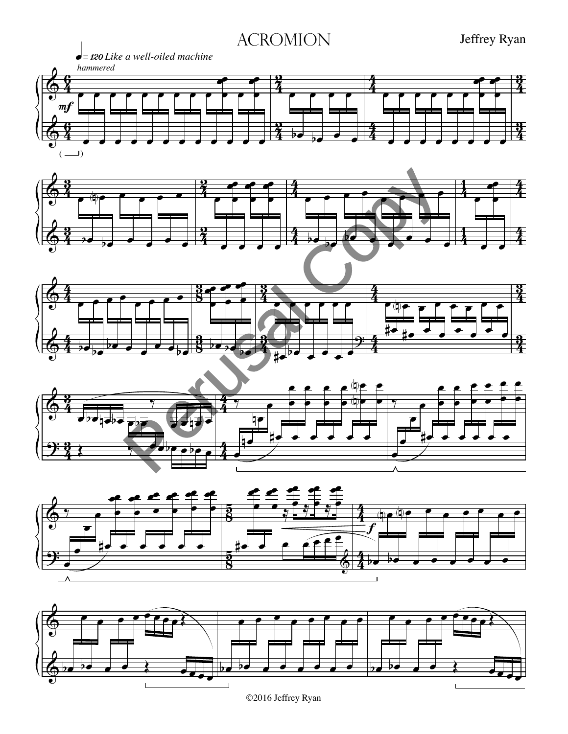# ACROMION

Jeffrey Ryan

*♩= 120 Like a well-oiled machine*

*hammered*

©2016 Jeffrey Ryan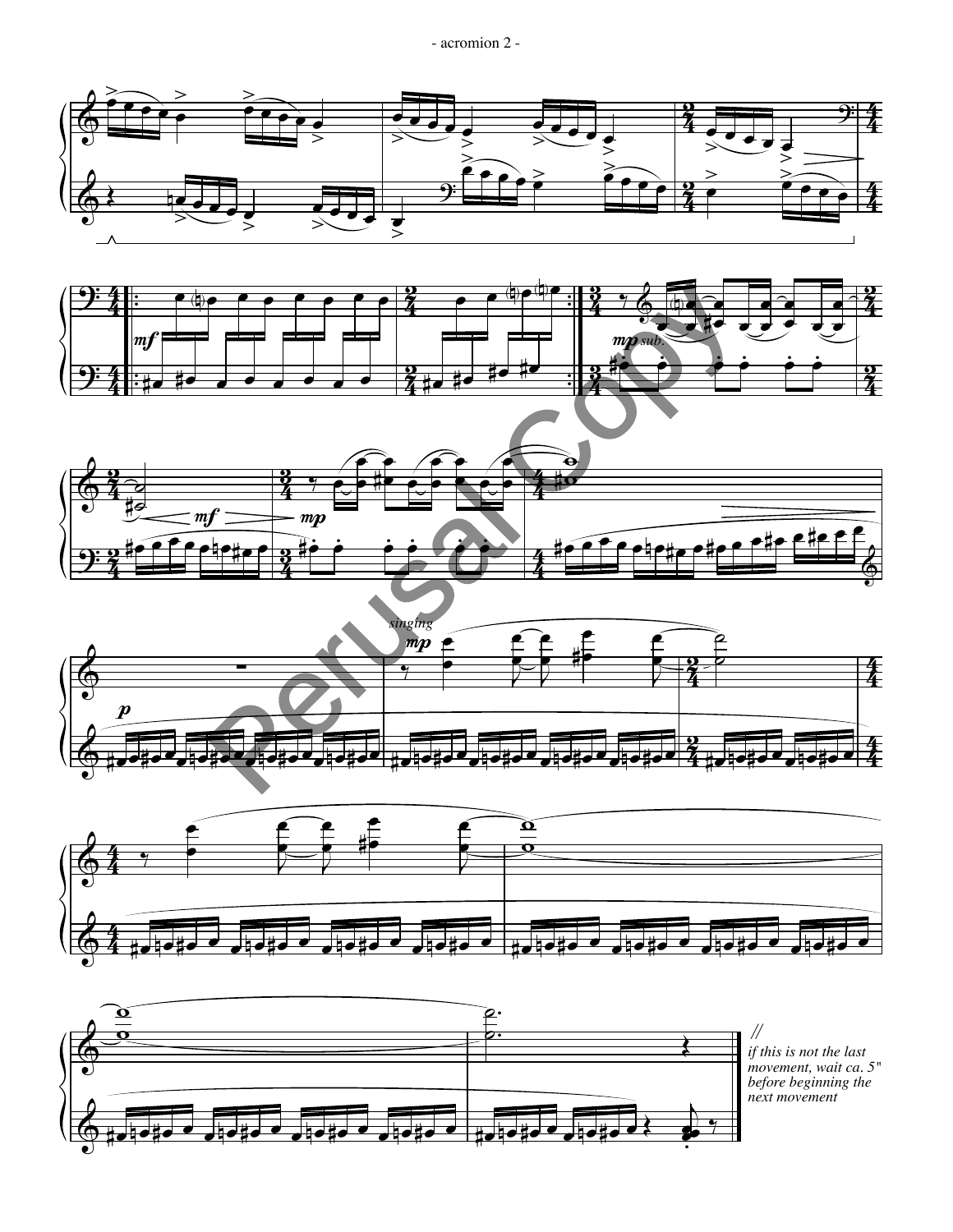*singing*

*if this is not the last movement, wait ca. 5" before beginning the next movement*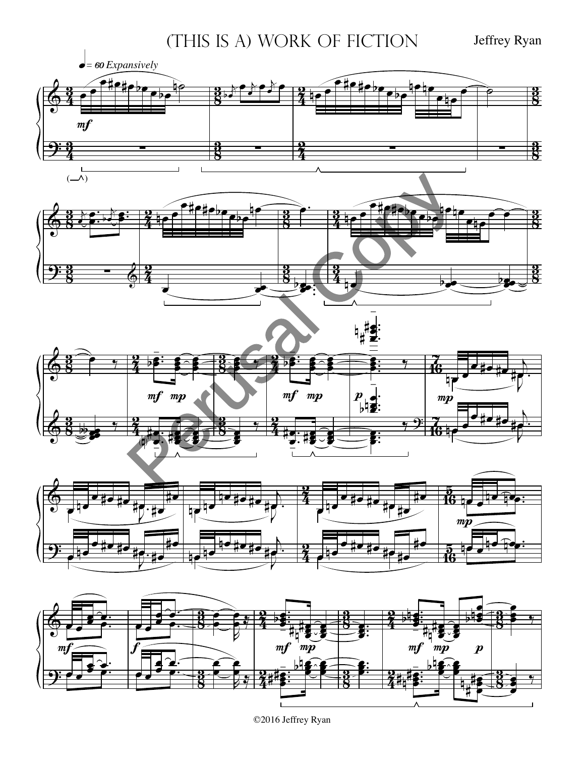# (This is a) Work of Fiction

Jeffrey Ryan

♩= 60 *Expansively*

©2016 Jeffrey Ryan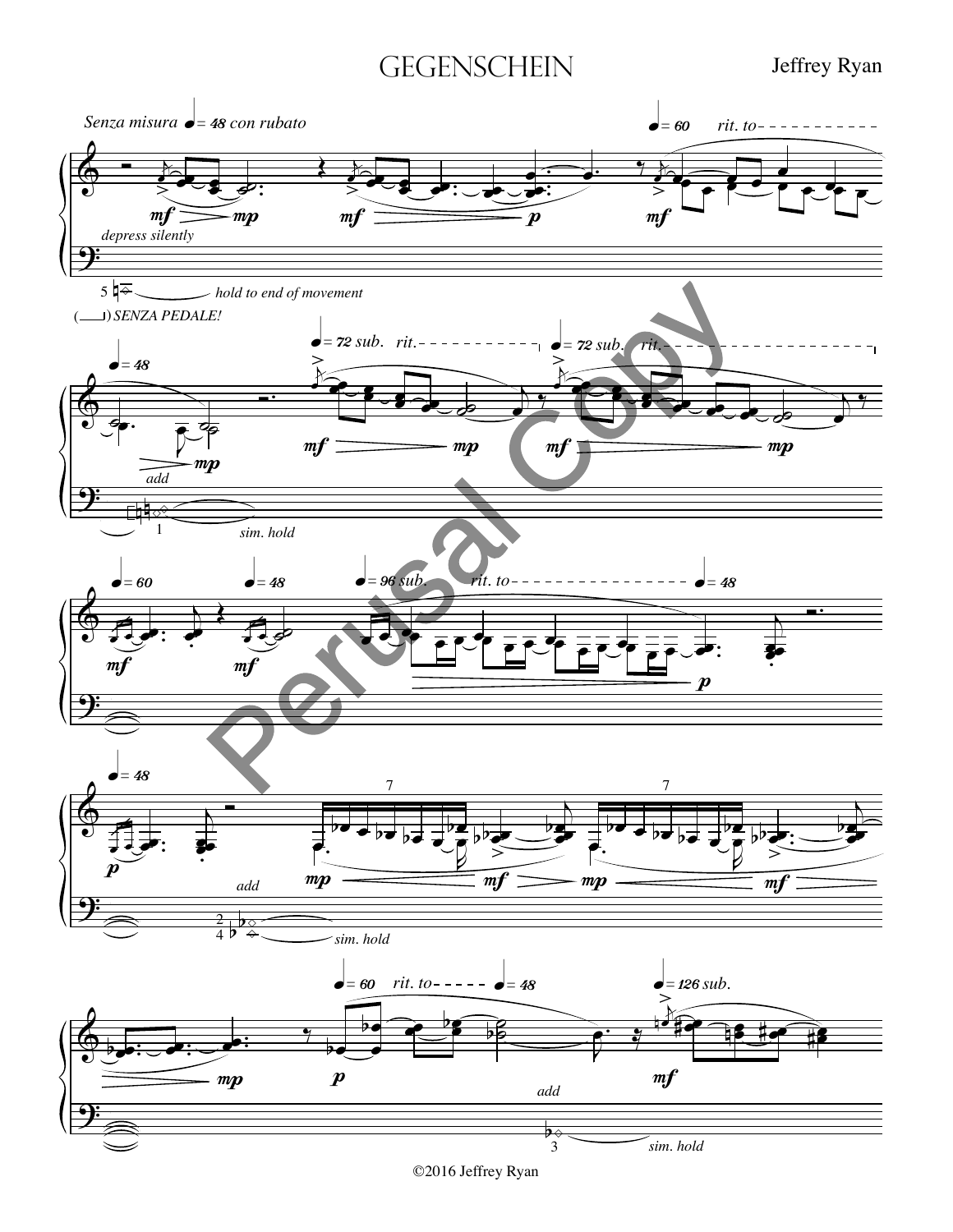# GEGENSCHEIN

Jeffrey Ryan

Senza misura ♩= 48 con rubato

♩= 60 rit. to

mf mp mf p mf

depress silently

5 hold to end of movement

( ) SENZA PEDALE!

♩= 48

♩= 72 sub. rit.

♩= 72 sub. rit.

add

mp mf mp mf mp

1 sim. hold

♩= 60 ♩= 48 ♩= 96 sub. rit. to ♩= 48

mf mf p

♩= 48

7 7

p add mp mf mp mf

2/4 sim. hold

♩= 60 rit. to ♩= 48 ♩= 126 sub.

mp p add mf

3 sim. hold

©2016 Jeffrey Ryan

Perusal Copy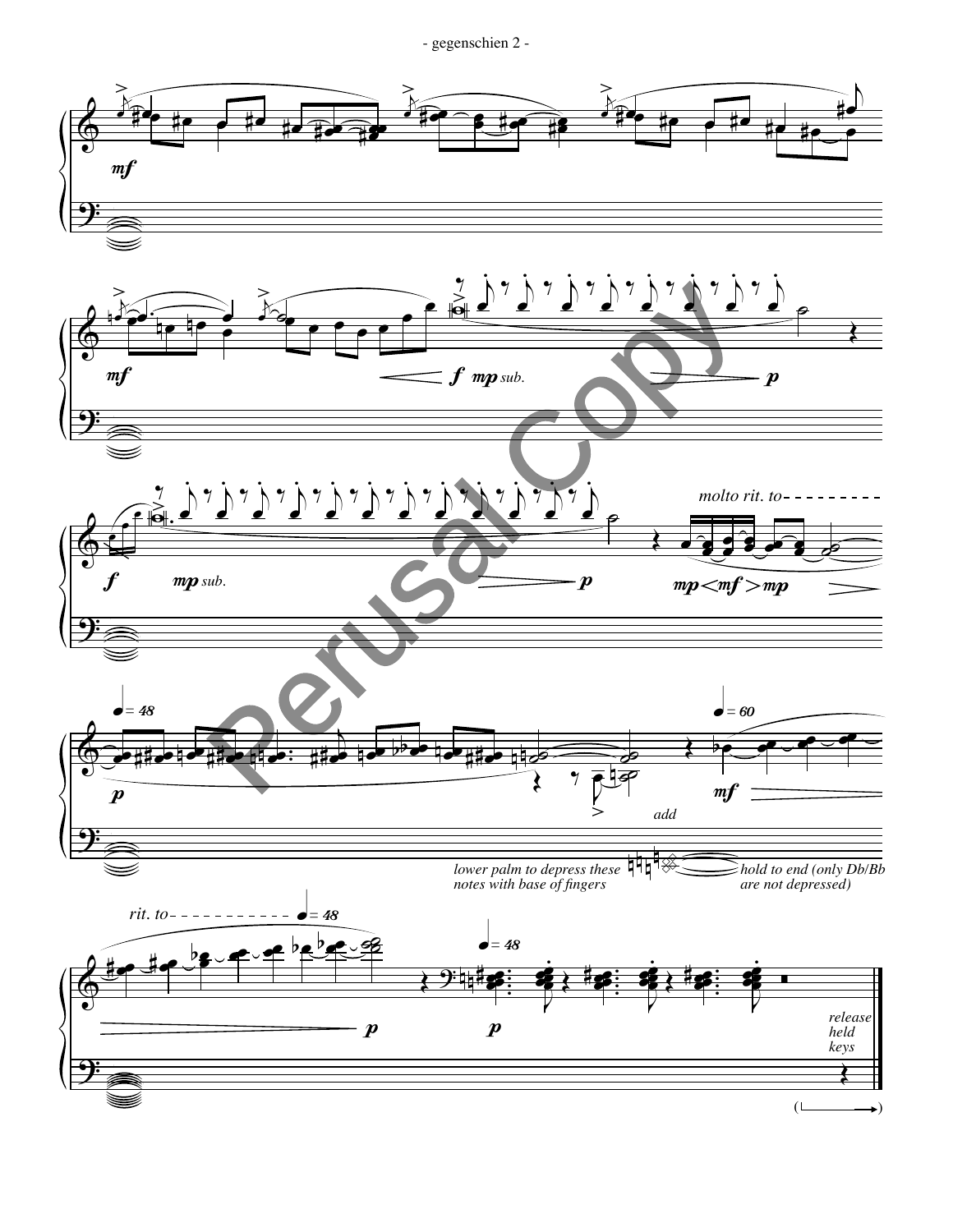*mf*

*mf* *f* *mp sub.* *p*

*f* *mp sub.* *p* *molto rit. to*

*mp* < *mf* > *mp*

♩ = 48

*p*

*add*

♩ = 60

*mf*

*lower palm to depress these notes with base of fingers*

*hold to end (only Db/Bb are not depressed)*

*rit. to* ♩ = 48

*p*

♩ = 48

*p*

*release held keys*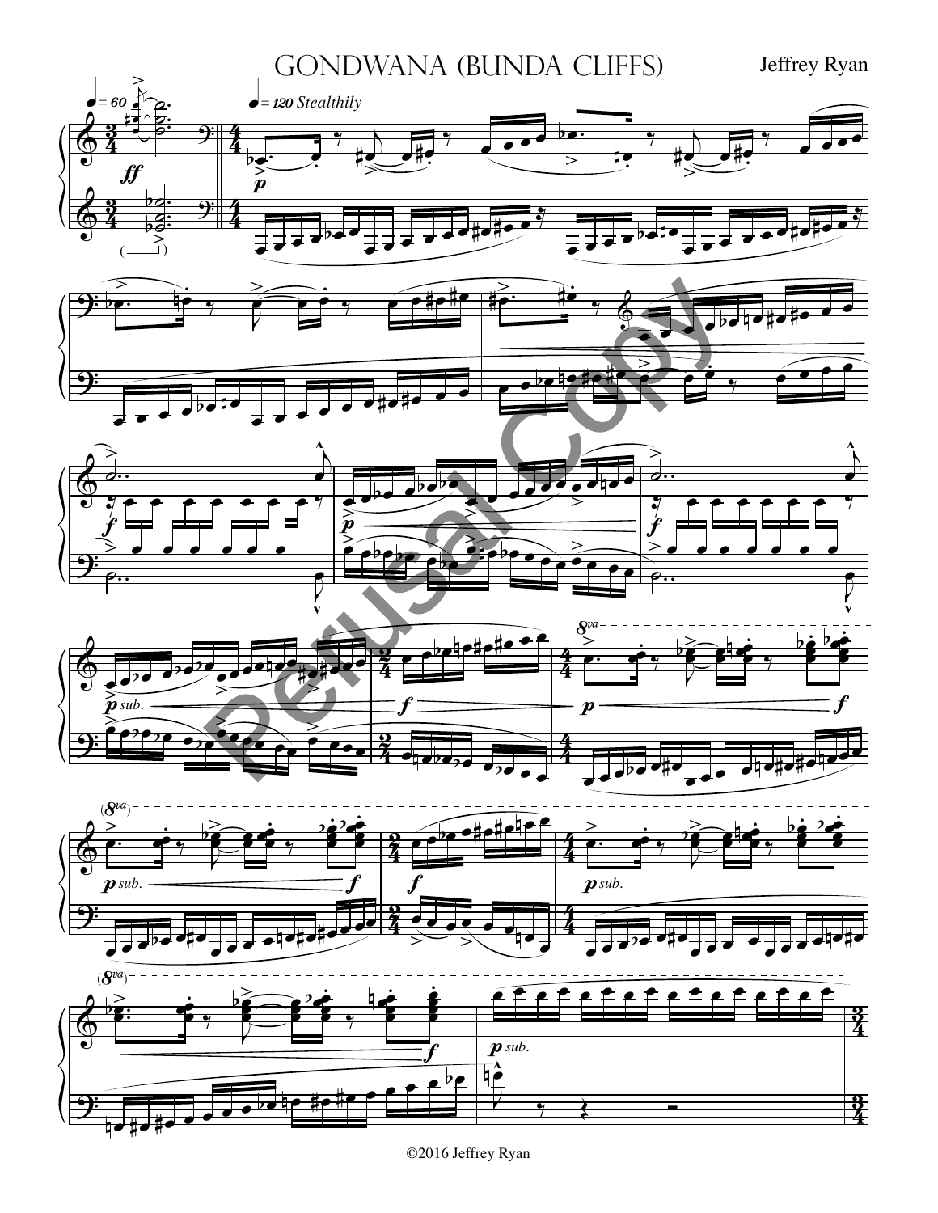# GONDWANA (BUNDA CLIFFS)

Jeffrey Ryan

♩= 60 ♩= 120 *Stealthily*

*ff* *p* *f* *p* *p sub.* *f* *p* *f* *p sub.* *f* *f* *p sub.* *f* *p sub.*

Perusal Copy

©2016 Jeffrey Ryan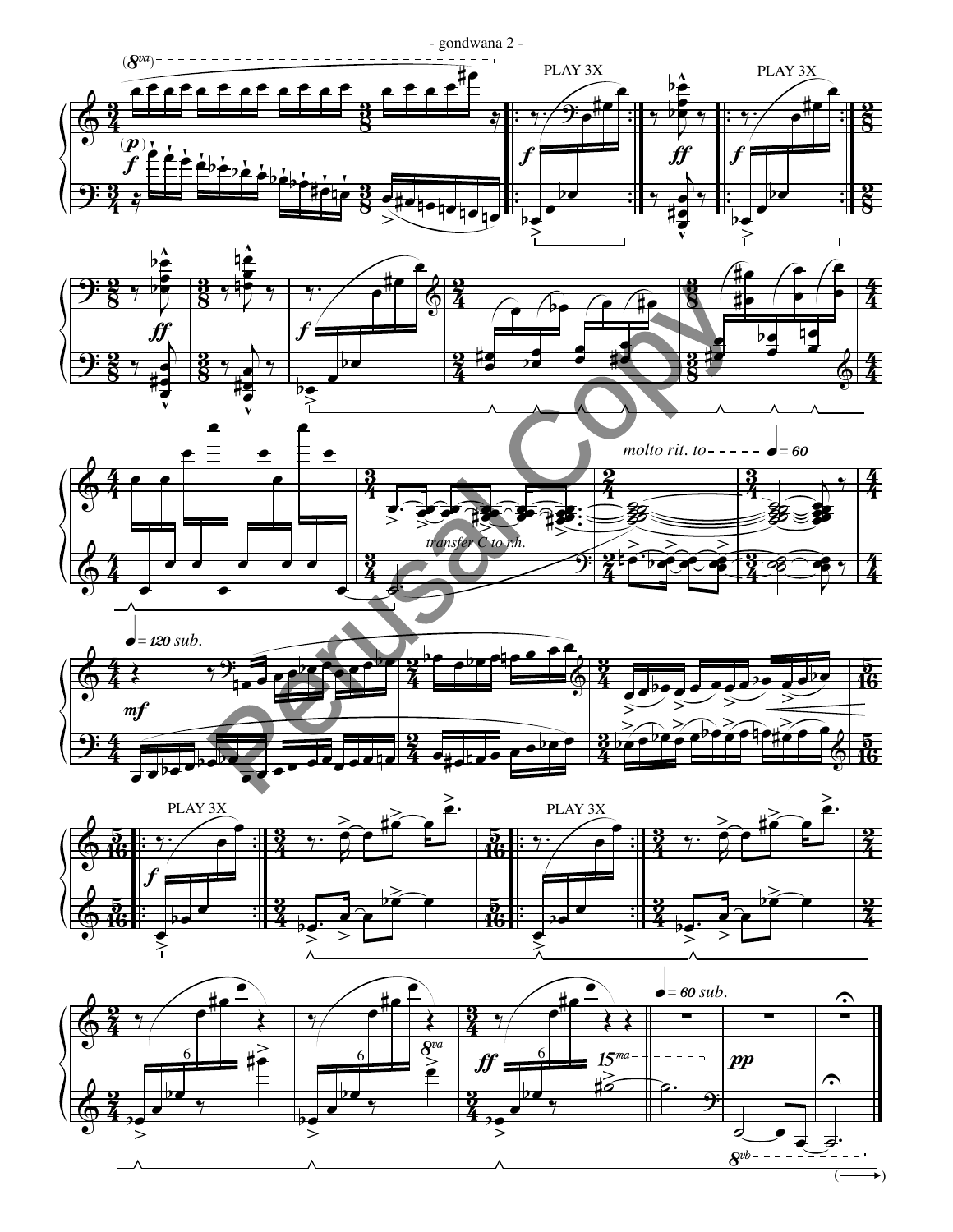PLAY 3X

PLAY 3X

*molto rit. to* ♩ = 60

*transfer C to r.h.*

♩ = 120 *sub.*

PLAY 3X

PLAY 3X

♩ = 60 *sub.*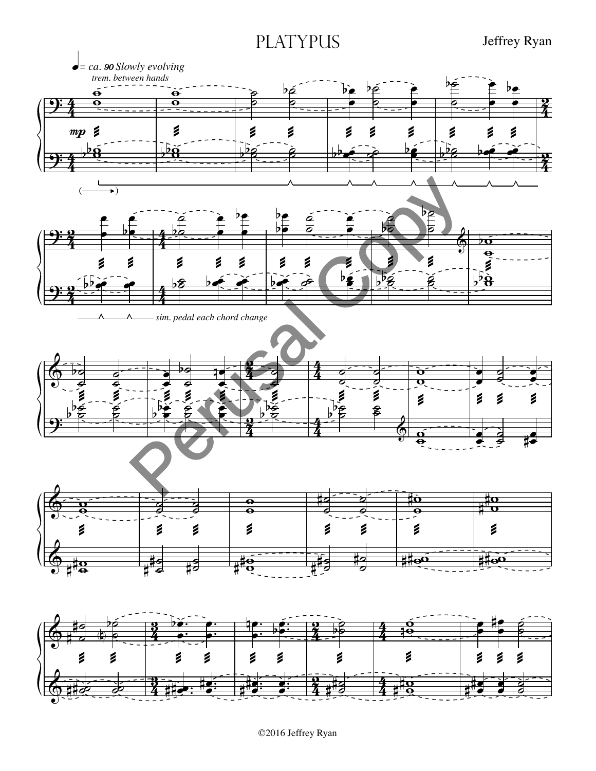# PLATYPUS

Jeffrey Ryan

♩= ca. 90 *Slowly evolving*

*trem. between hands*

*mp*

*sim. pedal each chord change*

©2016 Jeffrey Ryan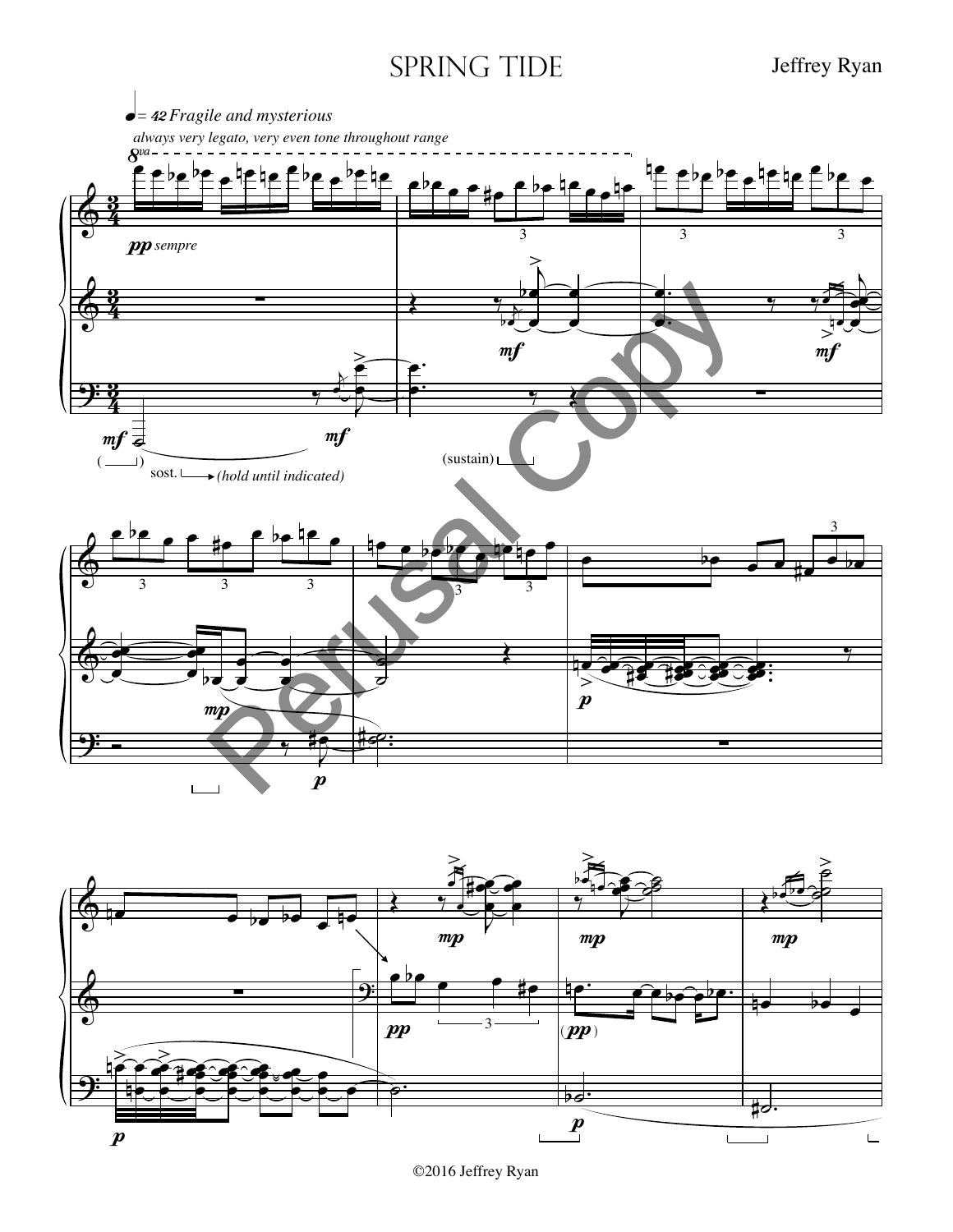# Spring Tide

Jeffrey Ryan

♩= 42 *Fragile and mysterious*

*always very legato, very even tone throughout range*

*pp sempre*

mf

mf

mf

mf

( ) sost. *(hold until indicated)*

(sustain)

mp

p

p

mp

mp

mp

pp

(pp)

p

p

©2016 Jeffrey Ryan

Perusal copy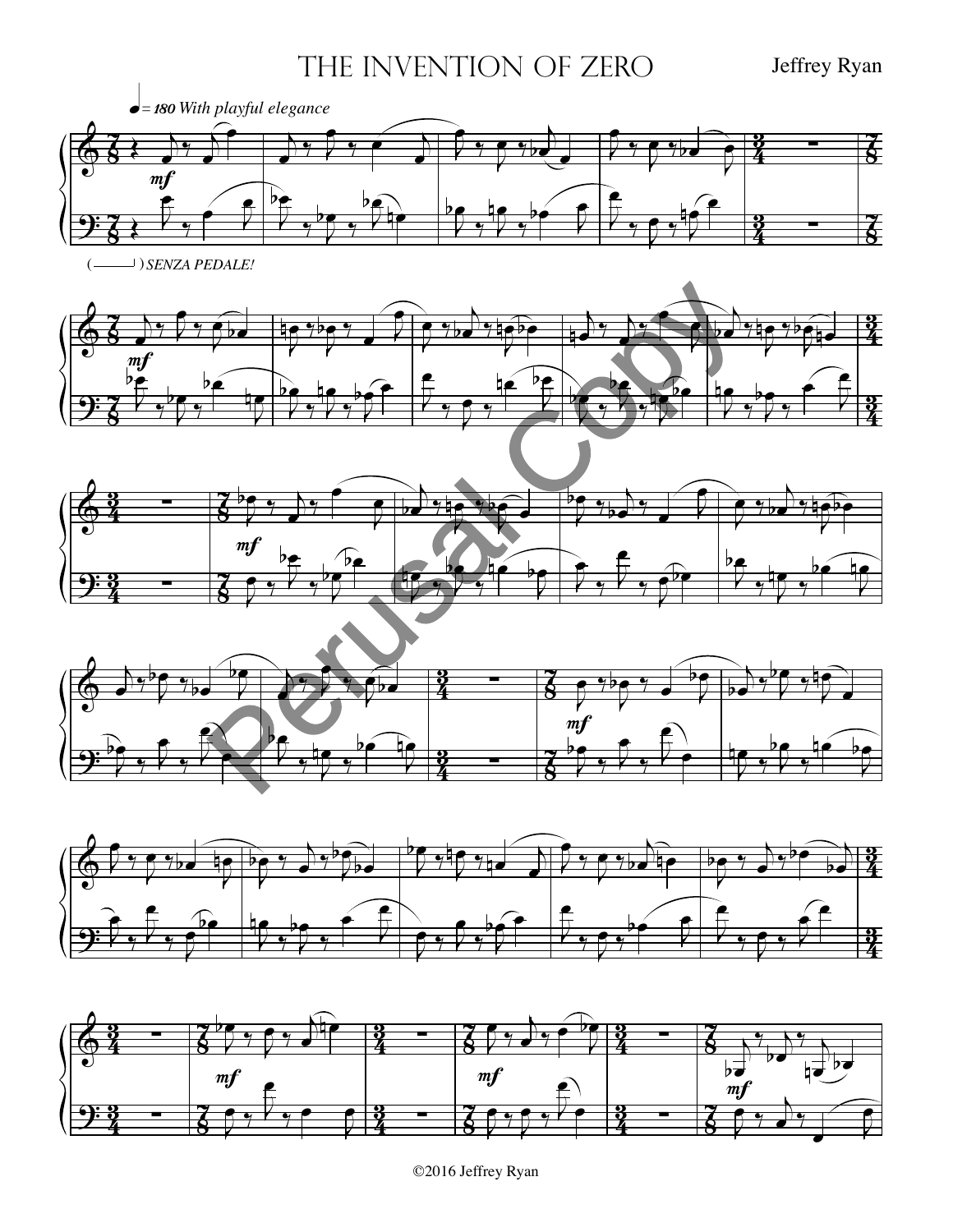# THE INVENTION OF ZERO

Jeffrey Ryan

*♩ = 180 With playful elegance*

*mf*

( ) *SENZA PEDALE!*

Perusal Copy

©2016 Jeffrey Ryan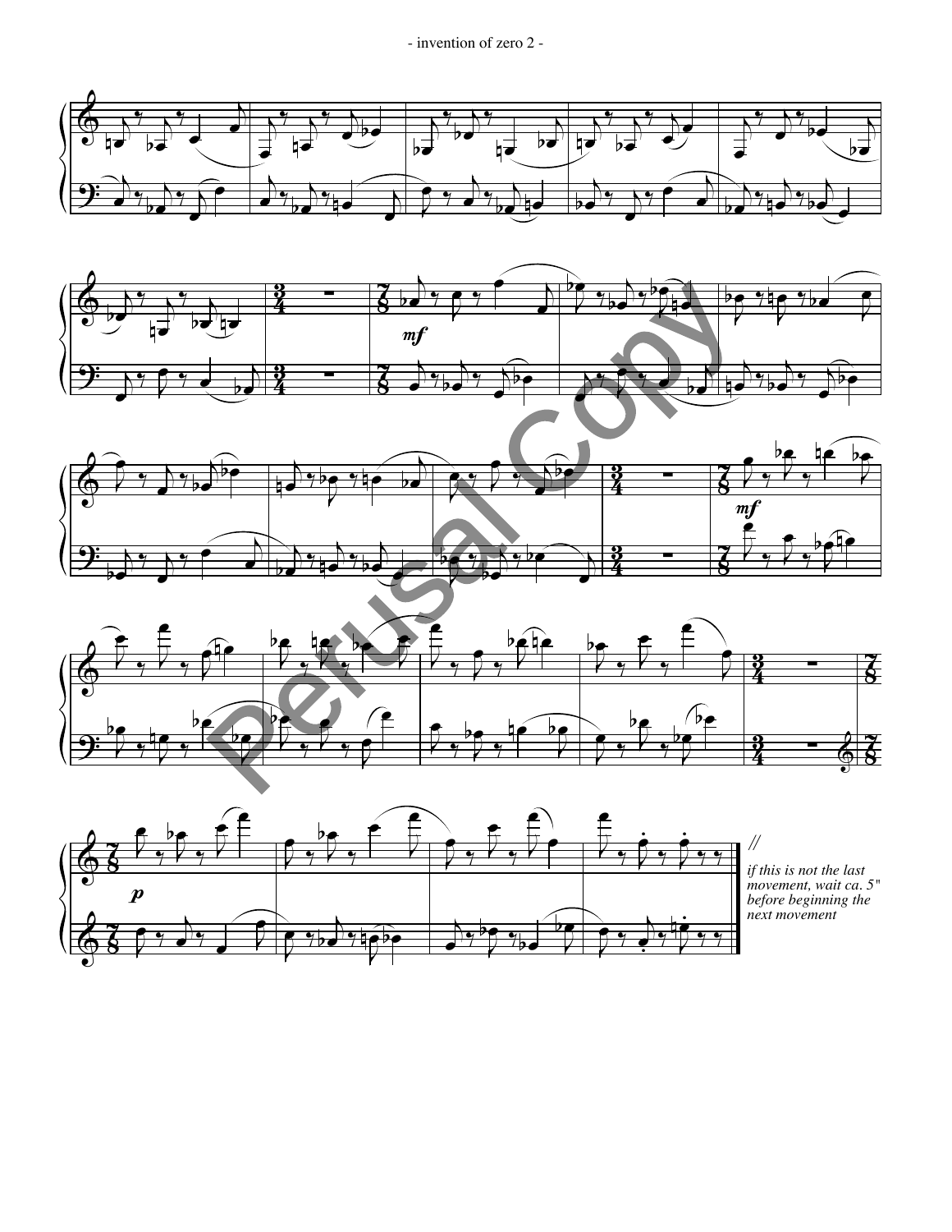- invention of zero 2 -

*mf*

*mf*

*p*

//

*if this is not the last movement, wait ca. 5" before beginning the next movement*